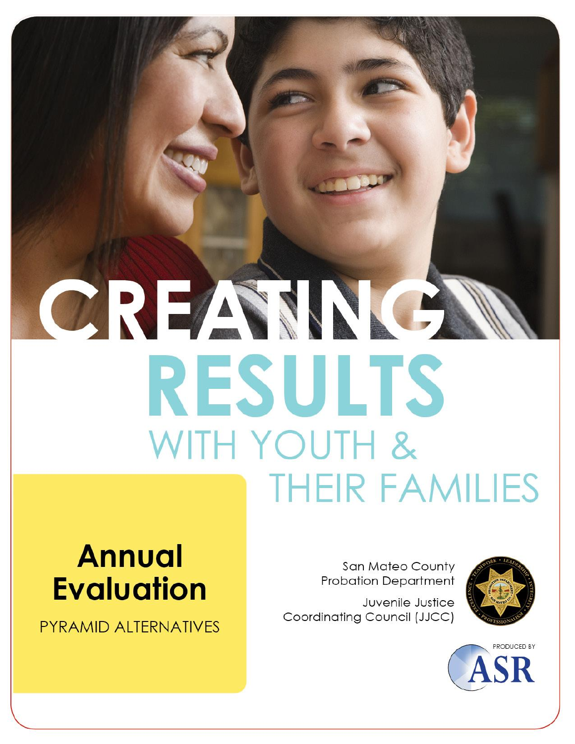# CREATING RESULTS WITH YOUTH & THEIR FAMILIES

## Annual Evaluation

PYRAMID ALTERNATIVES

San Mateo County Probation Department

Juvenile Justice Coordinating Council (JJCC)

PRODUCED BY ASR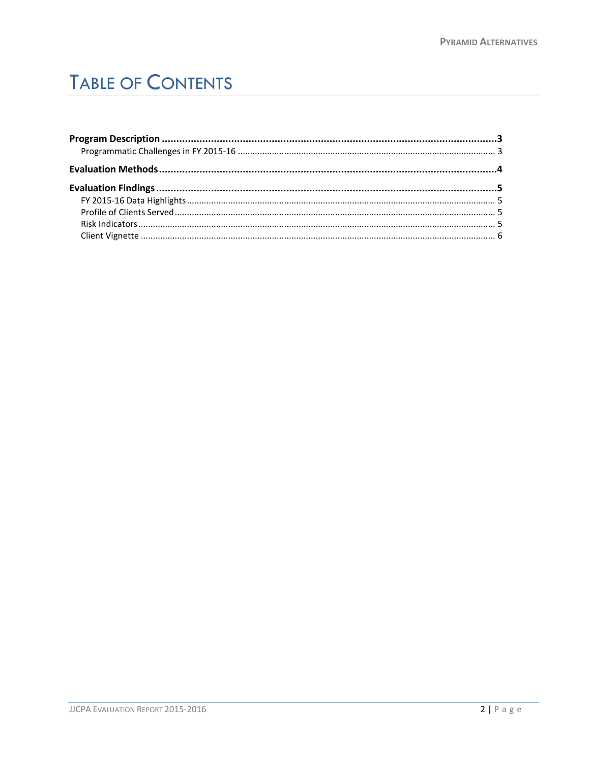# TABLE OF CONTENTS

**Program Description** .......... **3**
- Programmatic Challenges in FY 2015-16 .......... 3

**Evaluation Methods** .......... **4**

**Evaluation Findings** .......... **5**
- FY 2015-16 Data Highlights .......... 5
- Profile of Clients Served .......... 5
- Risk Indicators .......... 5
- Client Vignette .......... 6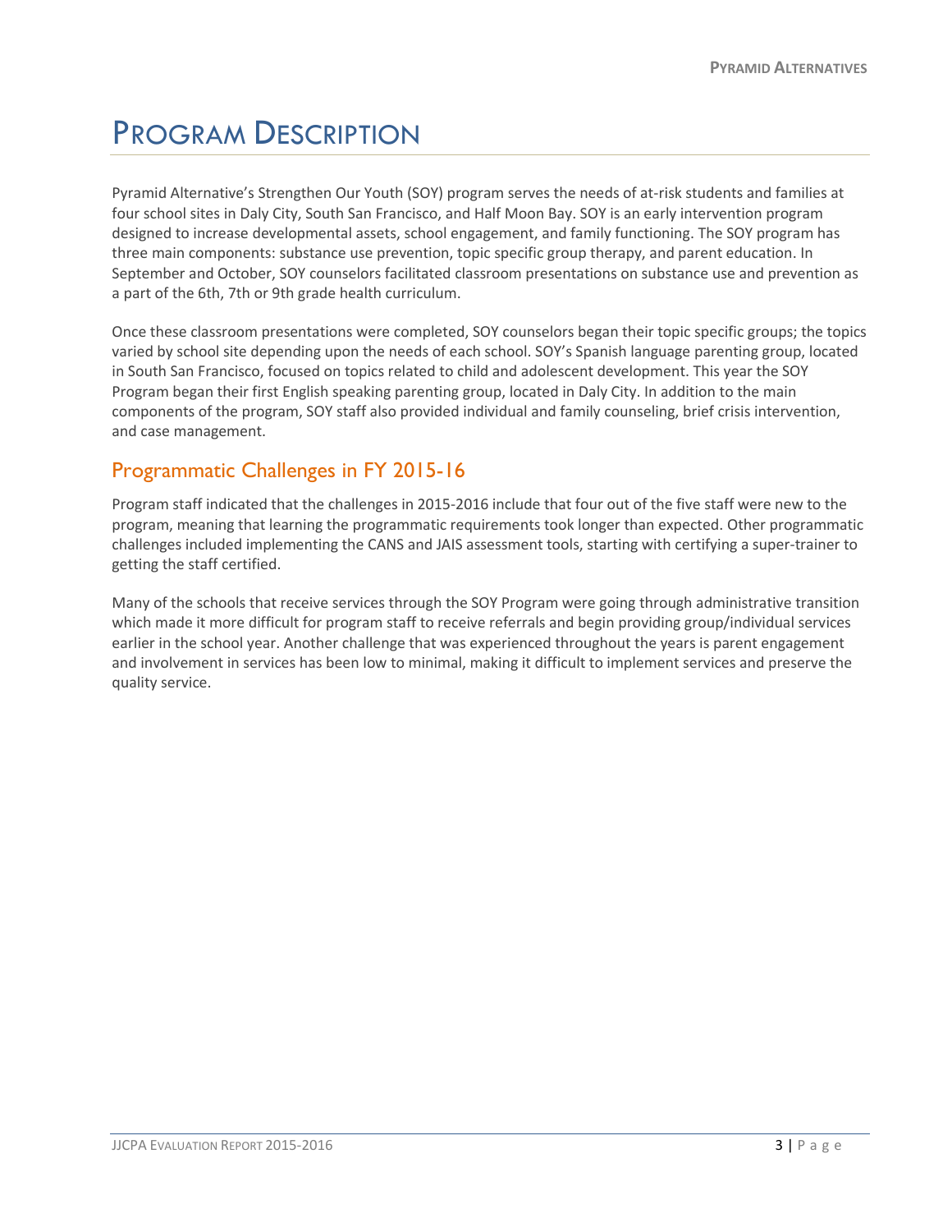# Program Description

Pyramid Alternative's Strengthen Our Youth (SOY) program serves the needs of at-risk students and families at four school sites in Daly City, South San Francisco, and Half Moon Bay. SOY is an early intervention program designed to increase developmental assets, school engagement, and family functioning. The SOY program has three main components: substance use prevention, topic specific group therapy, and parent education. In September and October, SOY counselors facilitated classroom presentations on substance use and prevention as a part of the 6th, 7th or 9th grade health curriculum.

Once these classroom presentations were completed, SOY counselors began their topic specific groups; the topics varied by school site depending upon the needs of each school. SOY's Spanish language parenting group, located in South San Francisco, focused on topics related to child and adolescent development. This year the SOY Program began their first English speaking parenting group, located in Daly City. In addition to the main components of the program, SOY staff also provided individual and family counseling, brief crisis intervention, and case management.

## Programmatic Challenges in FY 2015-16

Program staff indicated that the challenges in 2015-2016 include that four out of the five staff were new to the program, meaning that learning the programmatic requirements took longer than expected. Other programmatic challenges included implementing the CANS and JAIS assessment tools, starting with certifying a super-trainer to getting the staff certified.

Many of the schools that receive services through the SOY Program were going through administrative transition which made it more difficult for program staff to receive referrals and begin providing group/individual services earlier in the school year. Another challenge that was experienced throughout the years is parent engagement and involvement in services has been low to minimal, making it difficult to implement services and preserve the quality service.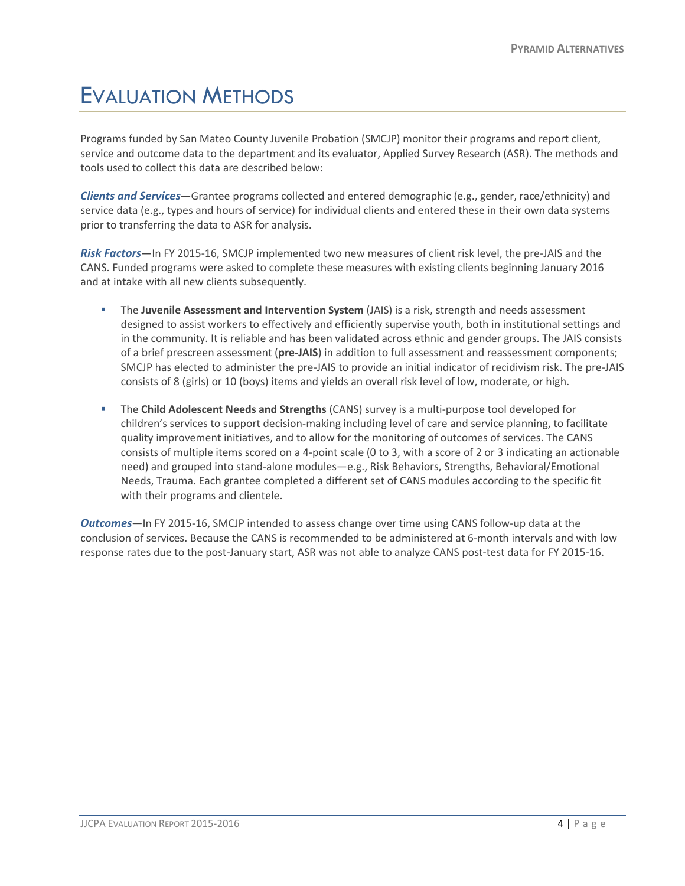# Evaluation Methods

Programs funded by San Mateo County Juvenile Probation (SMCJP) monitor their programs and report client, service and outcome data to the department and its evaluator, Applied Survey Research (ASR). The methods and tools used to collect this data are described below:

***Clients and Services***—Grantee programs collected and entered demographic (e.g., gender, race/ethnicity) and service data (e.g., types and hours of service) for individual clients and entered these in their own data systems prior to transferring the data to ASR for analysis.

***Risk Factors*****—**In FY 2015-16, SMCJP implemented two new measures of client risk level, the pre-JAIS and the CANS. Funded programs were asked to complete these measures with existing clients beginning January 2016 and at intake with all new clients subsequently.

- The **Juvenile Assessment and Intervention System** (JAIS) is a risk, strength and needs assessment designed to assist workers to effectively and efficiently supervise youth, both in institutional settings and in the community. It is reliable and has been validated across ethnic and gender groups. The JAIS consists of a brief prescreen assessment (**pre-JAIS**) in addition to full assessment and reassessment components; SMCJP has elected to administer the pre-JAIS to provide an initial indicator of recidivism risk. The pre-JAIS consists of 8 (girls) or 10 (boys) items and yields an overall risk level of low, moderate, or high.

- The **Child Adolescent Needs and Strengths** (CANS) survey is a multi-purpose tool developed for children's services to support decision-making including level of care and service planning, to facilitate quality improvement initiatives, and to allow for the monitoring of outcomes of services. The CANS consists of multiple items scored on a 4-point scale (0 to 3, with a score of 2 or 3 indicating an actionable need) and grouped into stand-alone modules—e.g., Risk Behaviors, Strengths, Behavioral/Emotional Needs, Trauma. Each grantee completed a different set of CANS modules according to the specific fit with their programs and clientele.

***Outcomes***—In FY 2015-16, SMCJP intended to assess change over time using CANS follow-up data at the conclusion of services. Because the CANS is recommended to be administered at 6-month intervals and with low response rates due to the post-January start, ASR was not able to analyze CANS post-test data for FY 2015-16.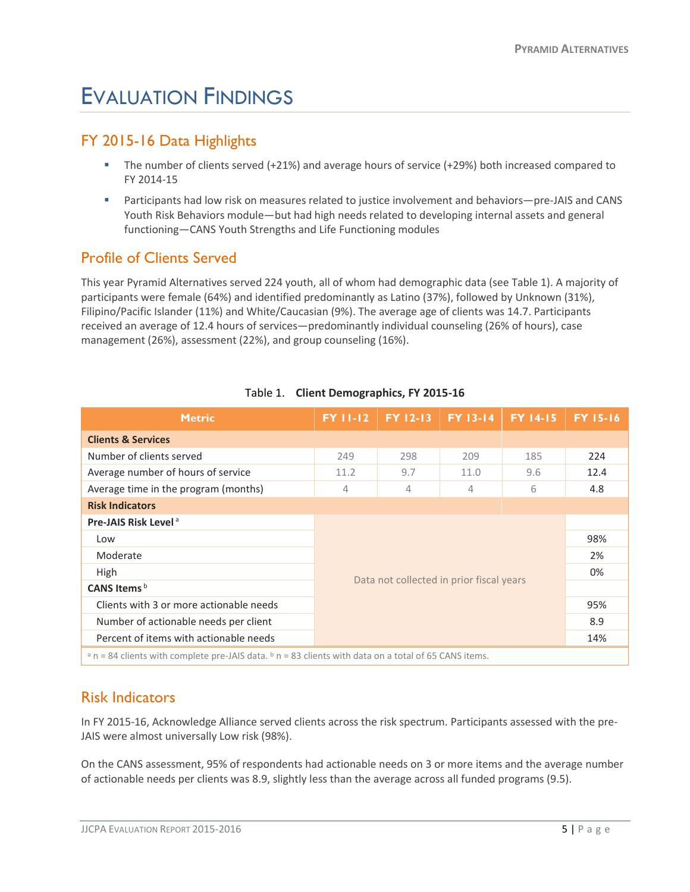# Evaluation Findings

## FY 2015-16 Data Highlights

- The number of clients served (+21%) and average hours of service (+29%) both increased compared to FY 2014-15
- Participants had low risk on measures related to justice involvement and behaviors—pre-JAIS and CANS Youth Risk Behaviors module—but had high needs related to developing internal assets and general functioning—CANS Youth Strengths and Life Functioning modules

## Profile of Clients Served

This year Pyramid Alternatives served 224 youth, all of whom had demographic data (see Table 1). A majority of participants were female (64%) and identified predominantly as Latino (37%), followed by Unknown (31%), Filipino/Pacific Islander (11%) and White/Caucasian (9%). The average age of clients was 14.7. Participants received an average of 12.4 hours of services—predominantly individual counseling (26% of hours), case management (26%), assessment (22%), and group counseling (16%).

Table 1. **Client Demographics, FY 2015-16**

| Metric | FY 11-12 | FY 12-13 | FY 13-14 | FY 14-15 | FY 15-16 |
|---|---|---|---|---|---|
| **Clients & Services** | | | | | |
| Number of clients served | 249 | 298 | 209 | 185 | 224 |
| Average number of hours of service | 11.2 | 9.7 | 11.0 | 9.6 | 12.4 |
| Average time in the program (months) | 4 | 4 | 4 | 6 | 4.8 |
| **Risk Indicators** | | | | | |
| **Pre-JAIS Risk Level** [a] | Data not collected in prior fiscal years | | | | |
| Low | | | | | 98% |
| Moderate | | | | | 2% |
| High | | | | | 0% |
| **CANS Items** [b] | | | | | |
| Clients with 3 or more actionable needs | | | | | 95% |
| Number of actionable needs per client | | | | | 8.9 |
| Percent of items with actionable needs | | | | | 14% |

[a] n = 84 clients with complete pre-JAIS data. [b] n = 83 clients with data on a total of 65 CANS items.

## Risk Indicators

In FY 2015-16, Acknowledge Alliance served clients across the risk spectrum. Participants assessed with the pre-JAIS were almost universally Low risk (98%).

On the CANS assessment, 95% of respondents had actionable needs on 3 or more items and the average number of actionable needs per clients was 8.9, slightly less than the average across all funded programs (9.5).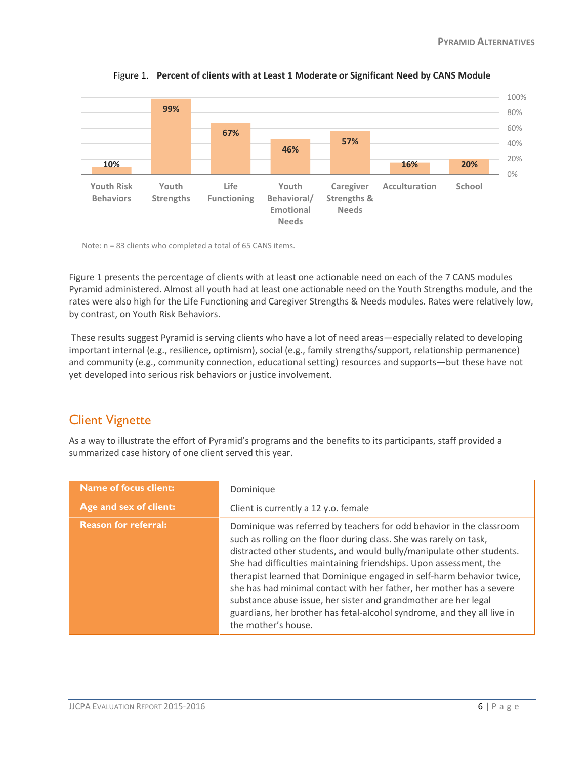Figure 1. **Percent of clients with at Least 1 Moderate or Significant Need by CANS Module**

| CANS Module | Percent |
|---|---|
| Youth Risk Behaviors | 10% |
| Youth Strengths | 99% |
| Life Functioning | 67% |
| Youth Behavioral/ Emotional Needs | 46% |
| Caregiver Strengths & Needs | 57% |
| Acculturation | 16% |
| School | 20% |

Note: n = 83 clients who completed a total of 65 CANS items.

Figure 1 presents the percentage of clients with at least one actionable need on each of the 7 CANS modules Pyramid administered. Almost all youth had at least one actionable need on the Youth Strengths module, and the rates were also high for the Life Functioning and Caregiver Strengths & Needs modules. Rates were relatively low, by contrast, on Youth Risk Behaviors.

These results suggest Pyramid is serving clients who have a lot of need areas—especially related to developing important internal (e.g., resilience, optimism), social (e.g., family strengths/support, relationship permanence) and community (e.g., community connection, educational setting) resources and supports—but these have not yet developed into serious risk behaviors or justice involvement.

## Client Vignette

As a way to illustrate the effort of Pyramid's programs and the benefits to its participants, staff provided a summarized case history of one client served this year.

| | |
|---|---|
| **Name of focus client:** | Dominique |
| **Age and sex of client:** | Client is currently a 12 y.o. female |
| **Reason for referral:** | Dominique was referred by teachers for odd behavior in the classroom such as rolling on the floor during class. She was rarely on task, distracted other students, and would bully/manipulate other students. She had difficulties maintaining friendships. Upon assessment, the therapist learned that Dominique engaged in self-harm behavior twice, she has had minimal contact with her father, her mother has a severe substance abuse issue, her sister and grandmother are her legal guardians, her brother has fetal-alcohol syndrome, and they all live in the mother's house. |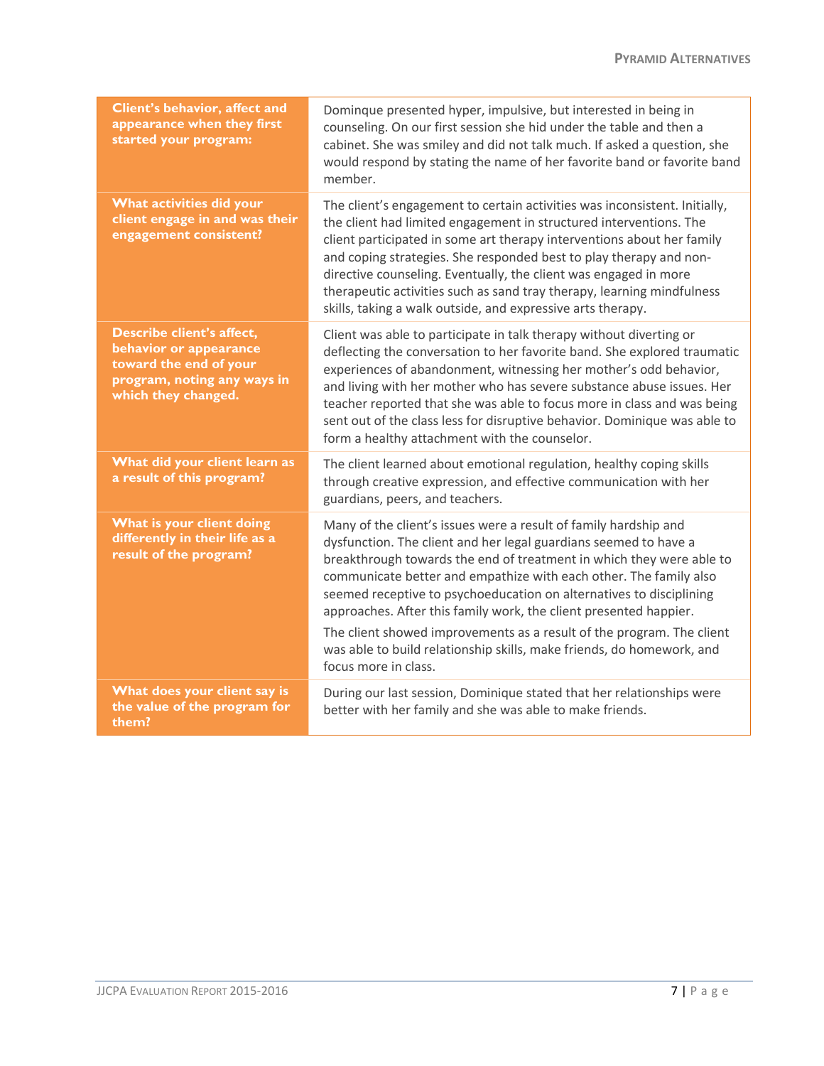| | |
|---|---|
| **Client's behavior, affect and appearance when they first started your program:** | Dominque presented hyper, impulsive, but interested in being in counseling. On our first session she hid under the table and then a cabinet. She was smiley and did not talk much. If asked a question, she would respond by stating the name of her favorite band or favorite band member. |
| **What activities did your client engage in and was their engagement consistent?** | The client's engagement to certain activities was inconsistent. Initially, the client had limited engagement in structured interventions. The client participated in some art therapy interventions about her family and coping strategies. She responded best to play therapy and non-directive counseling. Eventually, the client was engaged in more therapeutic activities such as sand tray therapy, learning mindfulness skills, taking a walk outside, and expressive arts therapy. |
| **Describe client's affect, behavior or appearance toward the end of your program, noting any ways in which they changed.** | Client was able to participate in talk therapy without diverting or deflecting the conversation to her favorite band. She explored traumatic experiences of abandonment, witnessing her mother's odd behavior, and living with her mother who has severe substance abuse issues. Her teacher reported that she was able to focus more in class and was being sent out of the class less for disruptive behavior. Dominique was able to form a healthy attachment with the counselor. |
| **What did your client learn as a result of this program?** | The client learned about emotional regulation, healthy coping skills through creative expression, and effective communication with her guardians, peers, and teachers. |
| **What is your client doing differently in their life as a result of the program?** | Many of the client's issues were a result of family hardship and dysfunction. The client and her legal guardians seemed to have a breakthrough towards the end of treatment in which they were able to communicate better and empathize with each other. The family also seemed receptive to psychoeducation on alternatives to disciplining approaches. After this family work, the client presented happier.<br><br>The client showed improvements as a result of the program. The client was able to build relationship skills, make friends, do homework, and focus more in class. |
| **What does your client say is the value of the program for them?** | During our last session, Dominique stated that her relationships were better with her family and she was able to make friends. |